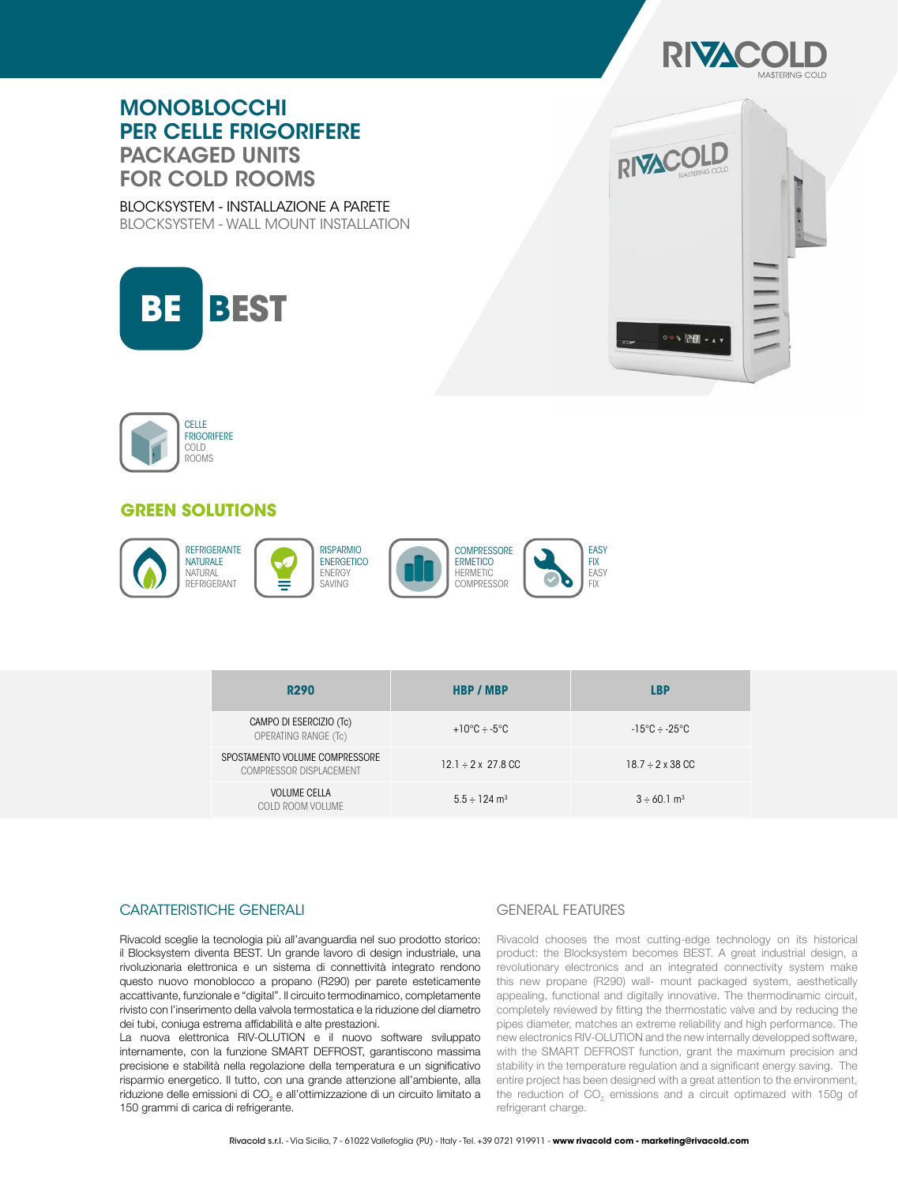# MONOBLOCCHI PER CELLE FRIGORIFERE
# PACKAGED UNITS FOR COLD ROOMS

BLOCKSYSTEM - INSTALLAZIONE A PARETE
BLOCKSYSTEM - WALL MOUNT INSTALLATION

**BE BEST**

CELLE FRIGORIFERE
COLD ROOMS

## GREEN SOLUTIONS

- REFRIGERANTE NATURALE / NATURAL REFRIGERANT
- RISPARMIO ENERGETICO / ENERGY SAVING
- COMPRESSORE ERMETICO / HERMETIC COMPRESSOR
- EASY FIX / EASY FIX

| R290 | HBP / MBP | LBP |
|---|---|---|
| CAMPO DI ESERCIZIO (Tc) OPERATING RANGE (Tc) | +10°C ÷ -5°C | -15°C ÷ -25°C |
| SPOSTAMENTO VOLUME COMPRESSORE COMPRESSOR DISPLACEMENT | 12.1 ÷ 2 x 27.8 CC | 18.7 ÷ 2 x 38 CC |
| VOLUME CELLA COLD ROOM VOLUME | 5.5 ÷ 124 m³ | 3 ÷ 60.1 m³ |

## CARATTERISTICHE GENERALI

Rivacold sceglie la tecnologia più all'avanguardia nel suo prodotto storico: il Blocksystem diventa BEST. Un grande lavoro di design industriale, una rivoluzionaria elettronica e un sistema di connettività integrato rendono questo nuovo monoblocco a propano (R290) per parete esteticamente accattivante, funzionale e "digital". Il circuito termodinamico, completamente rivisto con l'inserimento della valvola termostatica e la riduzione del diametro dei tubi, coniuga estrema affidabilità e alte prestazioni.
La nuova elettronica RIV-OLUTION e il nuovo software sviluppato internamente, con la funzione SMART DEFROST, garantiscono massima precisione e stabilità nella regolazione della temperatura e un significativo risparmio energetico. Il tutto, con una grande attenzione all'ambiente, alla riduzione delle emissioni di $CO_2$ e all'ottimizzazione di un circuito limitato a 150 grammi di carica di refrigerante.

## GENERAL FEATURES

Rivacold chooses the most cutting-edge technology on its historical product: the Blocksystem becomes BEST. A great industrial design, a revolutionary electronics and an integrated connectivity system make this new propane (R290) wall- mount packaged system, aesthetically appealing, functional and digitally innovative. The thermodinamic circuit, completely reviewed by fitting the thermostatic valve and by reducing the pipes diameter, matches an extreme reliability and high performance. The new electronics RIV-OLUTION and the new internally developped software, with the SMART DEFROST function, grant the maximum precision and stability in the temperature regulation and a significant energy saving. The entire project has been designed with a great attention to the environment, the reduction of $CO_2$ emissions and a circuit optimazed with 150g of refrigerant charge.

Rivacold s.r.l. - Via Sicilia, 7 - 61022 Vallefoglia (PU) - Italy - Tel. +39 0721 919911 - **www rivacold com - marketing@rivacold.com**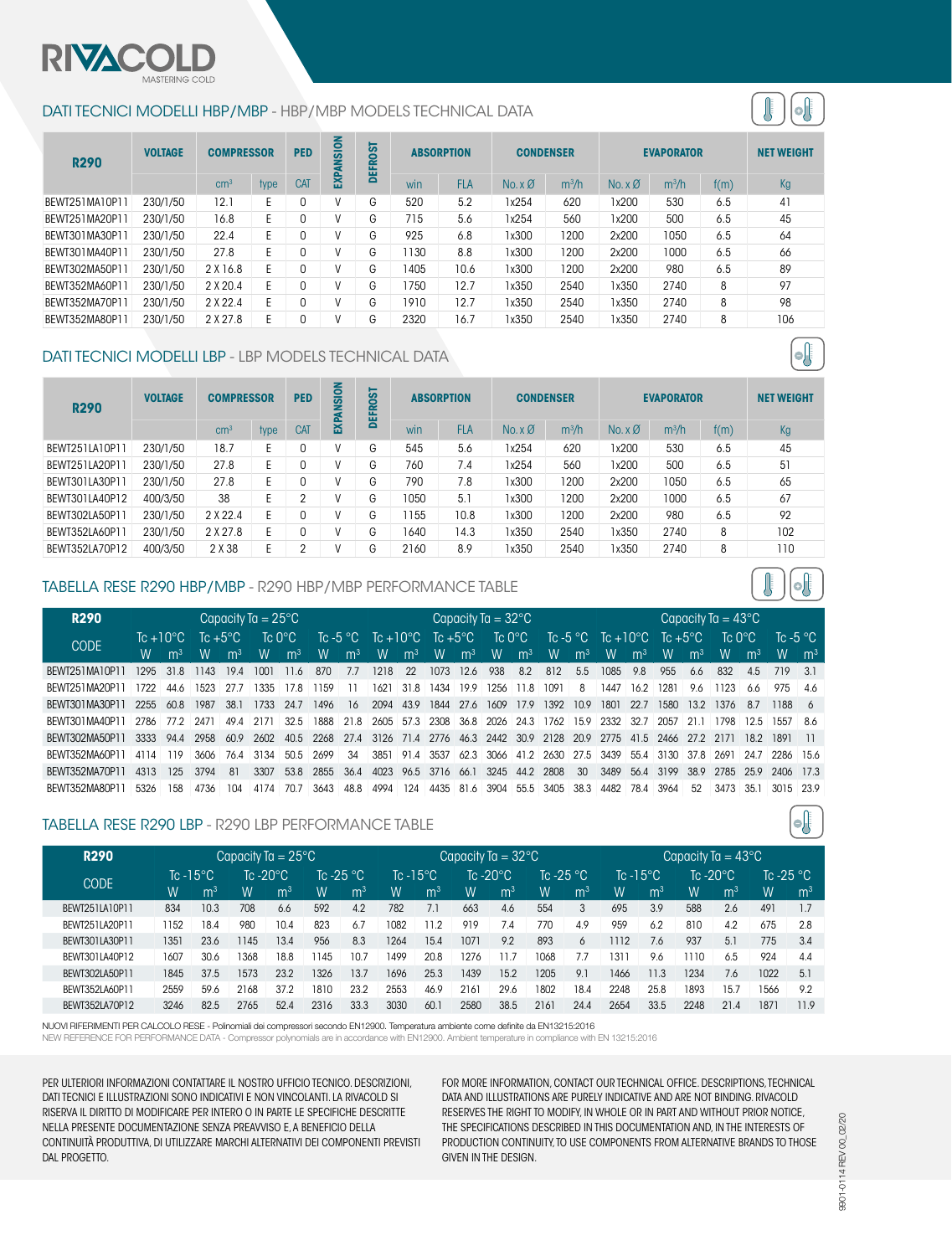## DATI TECNICI MODELLI HBP/MBP - HBP/MBP MODELS TECHNICAL DATA

| R290 | VOLTAGE | COMPRESSOR | | PED | EXPANSION | DEFROST | ABSORPTION | | CONDENSER | | EVAPORATOR | | | NET WEIGHT |
|---|---|---|---|---|---|---|---|---|---|---|---|---|---|---|
| | | cm³ | type | CAT | | | win | FLA | No. x Ø | m³/h | No. x Ø | m³/h | f(m) | Kg |
| BEWT251MA10P11 | 230/1/50 | 12.1 | E | 0 | V | G | 520 | 5.2 | 1x254 | 620 | 1x200 | 530 | 6.5 | 41 |
| BEWT251MA20P11 | 230/1/50 | 16.8 | E | 0 | V | G | 715 | 5.6 | 1x254 | 560 | 1x200 | 500 | 6.5 | 45 |
| BEWT301MA30P11 | 230/1/50 | 22.4 | E | 0 | V | G | 925 | 6.8 | 1x300 | 1200 | 2x200 | 1050 | 6.5 | 64 |
| BEWT301MA40P11 | 230/1/50 | 27.8 | E | 0 | V | G | 1130 | 8.8 | 1x300 | 1200 | 2x200 | 1000 | 6.5 | 66 |
| BEWT302MA50P11 | 230/1/50 | 2 X 16.8 | E | 0 | V | G | 1405 | 10.6 | 1x300 | 1200 | 2x200 | 980 | 6.5 | 89 |
| BEWT352MA60P11 | 230/1/50 | 2 X 20.4 | E | 0 | V | G | 1750 | 12.7 | 1x350 | 2540 | 1x350 | 2740 | 8 | 97 |
| BEWT352MA70P11 | 230/1/50 | 2 X 22.4 | E | 0 | V | G | 1910 | 12.7 | 1x350 | 2540 | 1x350 | 2740 | 8 | 98 |
| BEWT352MA80P11 | 230/1/50 | 2 X 27.8 | E | 0 | V | G | 2320 | 16.7 | 1x350 | 2540 | 1x350 | 2740 | 8 | 106 |

## DATI TECNICI MODELLI LBP - LBP MODELS TECHNICAL DATA

| R290 | VOLTAGE | COMPRESSOR | | PED | EXPANSION | DEFROST | ABSORPTION | | CONDENSER | | EVAPORATOR | | | NET WEIGHT |
|---|---|---|---|---|---|---|---|---|---|---|---|---|---|---|
| | | cm³ | type | CAT | | | win | FLA | No. x Ø | m³/h | No. x Ø | m³/h | f(m) | Kg |
| BEWT251LA10P11 | 230/1/50 | 18.7 | E | 0 | V | G | 545 | 5.6 | 1x254 | 620 | 1x200 | 530 | 6.5 | 45 |
| BEWT251LA20P11 | 230/1/50 | 27.8 | E | 0 | V | G | 760 | 7.4 | 1x254 | 560 | 1x200 | 500 | 6.5 | 51 |
| BEWT301LA30P11 | 230/1/50 | 27.8 | E | 0 | V | G | 790 | 7.8 | 1x300 | 1200 | 2x200 | 1050 | 6.5 | 65 |
| BEWT301LA40P12 | 400/3/50 | 38 | E | 2 | V | G | 1050 | 5.1 | 1x300 | 1200 | 2x200 | 1000 | 6.5 | 67 |
| BEWT302LA50P11 | 230/1/50 | 2 X 22.4 | E | 0 | V | G | 1155 | 10.8 | 1x300 | 1200 | 2x200 | 980 | 6.5 | 92 |
| BEWT352LA60P11 | 230/1/50 | 2 X 27.8 | E | 0 | V | G | 1640 | 14.3 | 1x350 | 2540 | 1x350 | 2740 | 8 | 102 |
| BEWT352LA70P12 | 400/3/50 | 2 X 38 | E | 2 | V | G | 2160 | 8.9 | 1x350 | 2540 | 1x350 | 2740 | 8 | 110 |

## TABELLA RESE R290 HBP/MBP - R290 HBP/MBP PERFORMANCE TABLE

| R290 | Capacity Ta = 25°C | | | | | | | | Capacity Ta = 32°C | | | | | | | | Capacity Ta = 43°C | | | | | | | |
|---|---|---|---|---|---|---|---|---|---|---|---|---|---|---|---|---|---|---|---|---|---|---|---|---|
| CODE | Tc +10°C | | Tc +5°C | | Tc 0°C | | Tc -5 °C | | Tc +10°C | | Tc +5°C | | Tc 0°C | | Tc -5 °C | | Tc +10°C | | Tc +5°C | | Tc 0°C | | Tc -5 °C | |
| | W | m³ | W | m³ | W | m³ | W | m³ | W | m³ | W | m³ | W | m³ | W | m³ | W | m³ | W | m³ | W | m³ | W | m³ |
| BEWT251MA10P11 | 1295 | 31.8 | 1143 | 19.4 | 1001 | 11.6 | 870 | 7.7 | 1218 | 22 | 1073 | 12.6 | 938 | 8.2 | 812 | 5.5 | 1085 | 9.8 | 955 | 6.6 | 832 | 4.5 | 719 | 3.1 |
| BEWT251MA20P11 | 1722 | 44.6 | 1523 | 27.7 | 1335 | 17.8 | 1159 | 11 | 1621 | 31.8 | 1434 | 19.9 | 1256 | 11.8 | 1091 | 8 | 1447 | 16.2 | 1281 | 9.6 | 1123 | 6.6 | 975 | 4.6 |
| BEWT301MA30P11 | 2255 | 60.8 | 1987 | 38.1 | 1733 | 24.7 | 1496 | 16 | 2094 | 43.9 | 1844 | 27.6 | 1609 | 17.9 | 1392 | 10.9 | 1801 | 22.7 | 1580 | 13.2 | 1376 | 8.7 | 1188 | 6 |
| BEWT301MA40P11 | 2786 | 77.2 | 2471 | 49.4 | 2171 | 32.5 | 1888 | 21.8 | 2605 | 57.3 | 2308 | 36.8 | 2026 | 24.3 | 1762 | 15.9 | 2332 | 32.7 | 2057 | 21.1 | 1798 | 12.5 | 1557 | 8.6 |
| BEWT302MA50P11 | 3333 | 94.4 | 2958 | 60.9 | 2602 | 40.5 | 2268 | 27.4 | 3126 | 71.4 | 2776 | 46.3 | 2442 | 30.9 | 2128 | 20.9 | 2775 | 41.5 | 2466 | 27.2 | 2171 | 18.2 | 1891 | 11 |
| BEWT352MA60P11 | 4114 | 119 | 3606 | 76.4 | 3134 | 50.5 | 2699 | 34 | 3851 | 91.4 | 3537 | 62.3 | 3066 | 41.2 | 2630 | 27.5 | 3439 | 55.4 | 3130 | 37.8 | 2691 | 24.7 | 2286 | 15.6 |
| BEWT352MA70P11 | 4313 | 125 | 3794 | 81 | 3307 | 53.8 | 2855 | 36.4 | 4023 | 96.5 | 3716 | 66.1 | 3245 | 44.2 | 2808 | 30 | 3489 | 56.4 | 3199 | 38.9 | 2785 | 25.9 | 2406 | 17.3 |
| BEWT352MA80P11 | 5326 | 158 | 4736 | 104 | 4174 | 70.7 | 3643 | 48.8 | 4994 | 124 | 4435 | 81.6 | 3904 | 55.5 | 3405 | 38.3 | 4482 | 78.4 | 3964 | 52 | 3473 | 35.1 | 3015 | 23.9 |

## TABELLA RESE R290 LBP - R290 LBP PERFORMANCE TABLE

| R290 | Capacity Ta = 25°C | | | | | | Capacity Ta = 32°C | | | | | | Capacity Ta = 43°C | | | | | |
|---|---|---|---|---|---|---|---|---|---|---|---|---|---|---|---|---|---|---|
| CODE | Tc -15°C | | Tc -20°C | | Tc -25 °C | | Tc -15°C | | Tc -20°C | | Tc -25 °C | | Tc -15°C | | Tc -20°C | | Tc -25 °C | |
| | W | m³ | W | m³ | W | m³ | W | m³ | W | m³ | W | m³ | W | m³ | W | m³ | W | m³ |
| BEWT251LA10P11 | 834 | 10.3 | 708 | 6.6 | 592 | 4.2 | 782 | 7.1 | 663 | 4.6 | 554 | 3 | 695 | 3.9 | 588 | 2.6 | 491 | 1.7 |
| BEWT251LA20P11 | 1152 | 18.4 | 980 | 10.4 | 823 | 6.7 | 1082 | 11.2 | 919 | 7.4 | 770 | 4.9 | 959 | 6.2 | 810 | 4.2 | 675 | 2.8 |
| BEWT301LA30P11 | 1351 | 23.6 | 1145 | 13.4 | 956 | 8.3 | 1264 | 15.4 | 1071 | 9.2 | 893 | 6 | 1112 | 7.6 | 937 | 5.1 | 775 | 3.4 |
| BEWT301LA40P12 | 1607 | 30.6 | 1368 | 18.8 | 1145 | 10.7 | 1499 | 20.8 | 1276 | 11.7 | 1068 | 7.7 | 1311 | 9.6 | 1110 | 6.5 | 924 | 4.4 |
| BEWT302LA50P11 | 1845 | 37.5 | 1573 | 23.2 | 1326 | 13.7 | 1696 | 25.3 | 1439 | 15.2 | 1205 | 9.1 | 1466 | 11.3 | 1234 | 7.6 | 1022 | 5.1 |
| BEWT352LA60P11 | 2559 | 59.6 | 2168 | 37.2 | 1810 | 23.2 | 2553 | 46.9 | 2161 | 29.6 | 1802 | 18.4 | 2248 | 25.8 | 1893 | 15.7 | 1566 | 9.2 |
| BEWT352LA70P12 | 3246 | 82.5 | 2765 | 52.4 | 2316 | 33.3 | 3030 | 60.1 | 2580 | 38.5 | 2161 | 24.4 | 2654 | 33.5 | 2248 | 21.4 | 1871 | 11.9 |

NUOVI RIFERIMENTI PER CALCOLO RESE - Polinomiali dei compressori secondo EN12900. Temperatura ambiente come definite da EN13215:2016

NEW REFERENCE FOR PERFORMANCE DATA - Compressor polynomials are in accordance with EN12900. Ambient temperature in compliance with EN 13215:2016

PER ULTERIORI INFORMAZIONI CONTATTARE IL NOSTRO UFFICIO TECNICO. DESCRIZIONI, DATI TECNICI E ILLUSTRAZIONI SONO INDICATIVI E NON VINCOLANTI. LA RIVACOLD SI RISERVA IL DIRITTO DI MODIFICARE PER INTERO O IN PARTE LE SPECIFICHE DESCRITTE NELLA PRESENTE DOCUMENTAZIONE SENZA PREAVVISO E, A BENEFICIO DELLA CONTINUITÀ PRODUTTIVA, DI UTILIZZARE MARCHI ALTERNATIVI DEI COMPONENTI PREVISTI DAL PROGETTO.

FOR MORE INFORMATION, CONTACT OUR TECHNICAL OFFICE. DESCRIPTIONS, TECHNICAL DATA AND ILLUSTRATIONS ARE PURELY INDICATIVE AND ARE NOT BINDING. RIVACOLD RESERVES THE RIGHT TO MODIFY, IN WHOLE OR IN PART AND WITHOUT PRIOR NOTICE, THE SPECIFICATIONS DESCRIBED IN THIS DOCUMENTATION AND, IN THE INTERESTS OF PRODUCTION CONTINUITY, TO USE COMPONENTS FROM ALTERNATIVE BRANDS TO THOSE GIVEN IN THE DESIGN.

9901-0114 REV 00_02/20